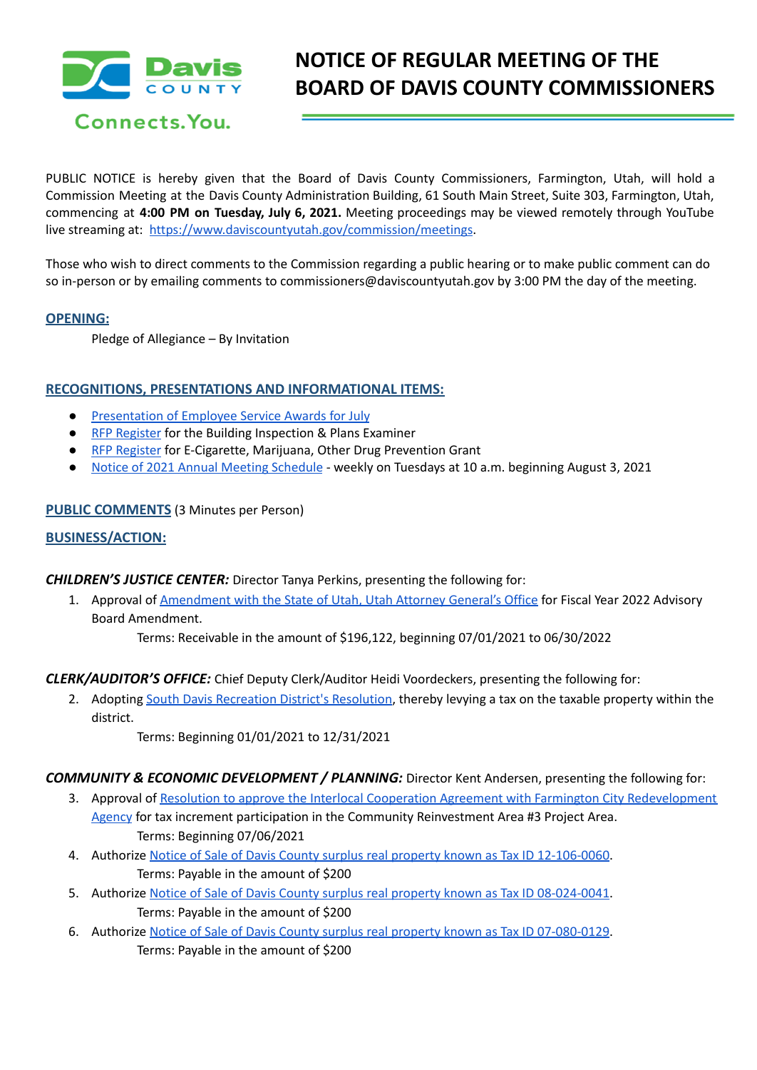# NOTICE OF REGULAR MEETING OF THE BOARD OF DAVIS COUNTY COMMISSIONERS

PUBLIC NOTICE is hereby given that the Board of Davis County Commissioners, Farmington, Utah, will hold a Commission Meeting at the Davis County Administration Building, 61 South Main Street, Suite 303, Farmington, Utah, commencing at **4:00 PM on Tuesday, July 6, 2021.** Meeting proceedings may be viewed remotely through YouTube live streaming at: https://www.daviscountyutah.gov/commission/meetings.

Those who wish to direct comments to the Commission regarding a public hearing or to make public comment can do so in-person or by emailing comments to commissioners@daviscountyutah.gov by 3:00 PM the day of the meeting.

## OPENING:

Pledge of Allegiance – By Invitation

## RECOGNITIONS, PRESENTATIONS AND INFORMATIONAL ITEMS:

- Presentation of Employee Service Awards for July
- RFP Register for the Building Inspection & Plans Examiner
- RFP Register for E-Cigarette, Marijuana, Other Drug Prevention Grant
- Notice of 2021 Annual Meeting Schedule - weekly on Tuesdays at 10 a.m. beginning August 3, 2021

## PUBLIC COMMENTS (3 Minutes per Person)

## BUSINESS/ACTION:

***CHILDREN'S JUSTICE CENTER:*** Director Tanya Perkins, presenting the following for:

1. Approval of Amendment with the State of Utah, Utah Attorney General's Office for Fiscal Year 2022 Advisory Board Amendment.
   Terms: Receivable in the amount of $196,122, beginning 07/01/2021 to 06/30/2022

***CLERK/AUDITOR'S OFFICE:*** Chief Deputy Clerk/Auditor Heidi Voordeckers, presenting the following for:

2. Adopting South Davis Recreation District's Resolution, thereby levying a tax on the taxable property within the district.
   Terms: Beginning 01/01/2021 to 12/31/2021

***COMMUNITY & ECONOMIC DEVELOPMENT / PLANNING:*** Director Kent Andersen, presenting the following for:

3. Approval of Resolution to approve the Interlocal Cooperation Agreement with Farmington City Redevelopment Agency for tax increment participation in the Community Reinvestment Area #3 Project Area.
   Terms: Beginning 07/06/2021
4. Authorize Notice of Sale of Davis County surplus real property known as Tax ID 12-106-0060.
   Terms: Payable in the amount of $200
5. Authorize Notice of Sale of Davis County surplus real property known as Tax ID 08-024-0041.
   Terms: Payable in the amount of $200
6. Authorize Notice of Sale of Davis County surplus real property known as Tax ID 07-080-0129.
   Terms: Payable in the amount of $200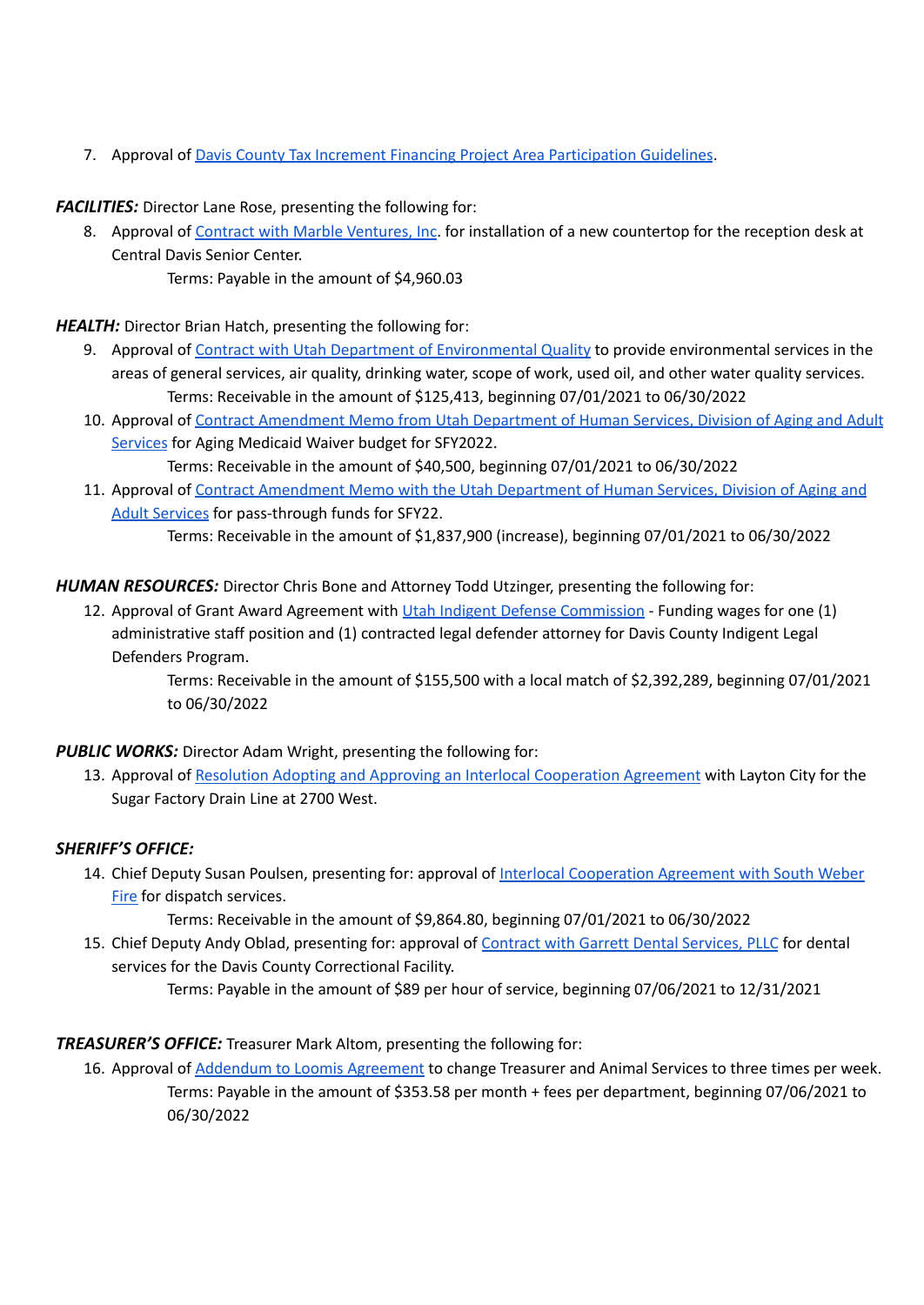7. Approval of Davis County Tax Increment Financing Project Area Participation Guidelines.

***FACILITIES:*** Director Lane Rose, presenting the following for:

8. Approval of Contract with Marble Ventures, Inc. for installation of a new countertop for the reception desk at Central Davis Senior Center.
   Terms: Payable in the amount of $4,960.03

***HEALTH:*** Director Brian Hatch, presenting the following for:

9. Approval of Contract with Utah Department of Environmental Quality to provide environmental services in the areas of general services, air quality, drinking water, scope of work, used oil, and other water quality services.
   Terms: Receivable in the amount of $125,413, beginning 07/01/2021 to 06/30/2022
10. Approval of Contract Amendment Memo from Utah Department of Human Services, Division of Aging and Adult Services for Aging Medicaid Waiver budget for SFY2022.
    Terms: Receivable in the amount of $40,500, beginning 07/01/2021 to 06/30/2022
11. Approval of Contract Amendment Memo with the Utah Department of Human Services, Division of Aging and Adult Services for pass-through funds for SFY22.
    Terms: Receivable in the amount of $1,837,900 (increase), beginning 07/01/2021 to 06/30/2022

***HUMAN RESOURCES:*** Director Chris Bone and Attorney Todd Utzinger, presenting the following for:

12. Approval of Grant Award Agreement with Utah Indigent Defense Commission - Funding wages for one (1) administrative staff position and (1) contracted legal defender attorney for Davis County Indigent Legal Defenders Program.
    Terms: Receivable in the amount of $155,500 with a local match of $2,392,289, beginning 07/01/2021 to 06/30/2022

***PUBLIC WORKS:*** Director Adam Wright, presenting the following for:

13. Approval of Resolution Adopting and Approving an Interlocal Cooperation Agreement with Layton City for the Sugar Factory Drain Line at 2700 West.

***SHERIFF'S OFFICE:***

14. Chief Deputy Susan Poulsen, presenting for: approval of Interlocal Cooperation Agreement with South Weber Fire for dispatch services.
    Terms: Receivable in the amount of $9,864.80, beginning 07/01/2021 to 06/30/2022
15. Chief Deputy Andy Oblad, presenting for: approval of Contract with Garrett Dental Services, PLLC for dental services for the Davis County Correctional Facility.
    Terms: Payable in the amount of $89 per hour of service, beginning 07/06/2021 to 12/31/2021

***TREASURER'S OFFICE:*** Treasurer Mark Altom, presenting the following for:

16. Approval of Addendum to Loomis Agreement to change Treasurer and Animal Services to three times per week.
    Terms: Payable in the amount of $353.58 per month + fees per department, beginning 07/06/2021 to 06/30/2022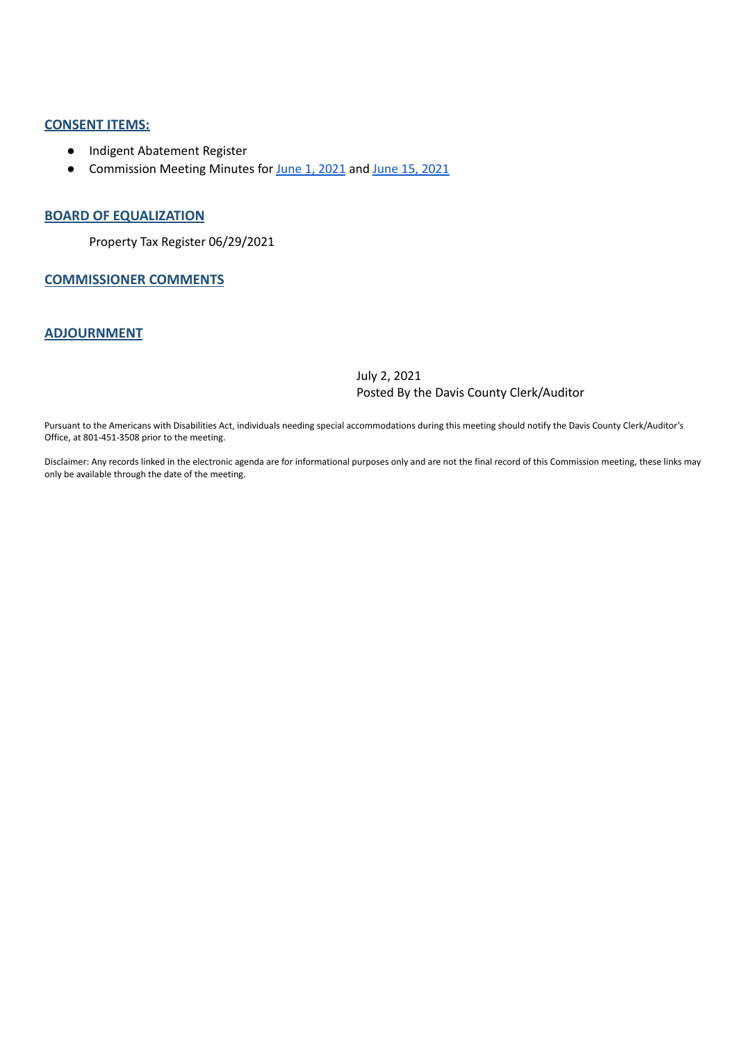## CONSENT ITEMS:

- Indigent Abatement Register
- Commission Meeting Minutes for June 1, 2021 and June 15, 2021

## BOARD OF EQUALIZATION

Property Tax Register 06/29/2021

## COMMISSIONER COMMENTS

## ADJOURNMENT

July 2, 2021
Posted By the Davis County Clerk/Auditor

Pursuant to the Americans with Disabilities Act, individuals needing special accommodations during this meeting should notify the Davis County Clerk/Auditor's Office, at 801-451-3508 prior to the meeting.

Disclaimer: Any records linked in the electronic agenda are for informational purposes only and are not the final record of this Commission meeting, these links may only be available through the date of the meeting.